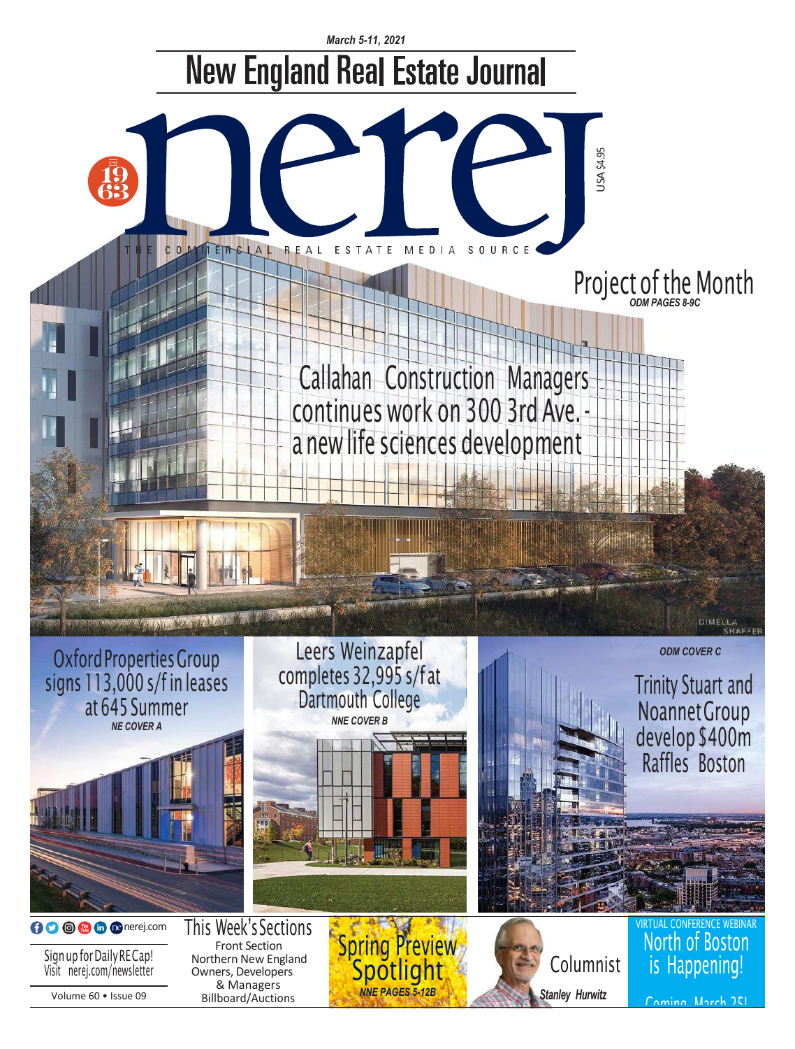March 5-11, 2021

# New England Real Estate Journal

# nerej

EST 1963

USA $4.95

THE COMMERCIAL REAL ESTATE MEDIA SOURCE

## Project of the Month

*ODM PAGES 8-9C*

## Callahan Construction Managers continues work on 300 3rd Ave. - a new life sciences development

DIMELLA SHAFFER

## Oxford Properties Group signs 113,000 s/f in leases at 645 Summer

*NE COVER A*

## Leers Weinzapfel completes 32,995 s/f at Dartmouth College

*NNE COVER B*

*ODM COVER C*

## Trinity Stuart and Noannet Group develop $400m Raffles Boston

nerej.com

Sign up for Daily RE Cap!
Visit nerej.com/newsletter

Volume 60 • Issue 09

### This Week's Sections

Front Section
Northern New England
Owners, Developers & Managers
Billboard/Auctions

## Spring Preview Spotlight

*NNE PAGES 5-12B*

Columnist
*Stanley Hurwitz*

VIRTUAL CONFERENCE WEBINAR

## North of Boston is Happening!

Coming March 25!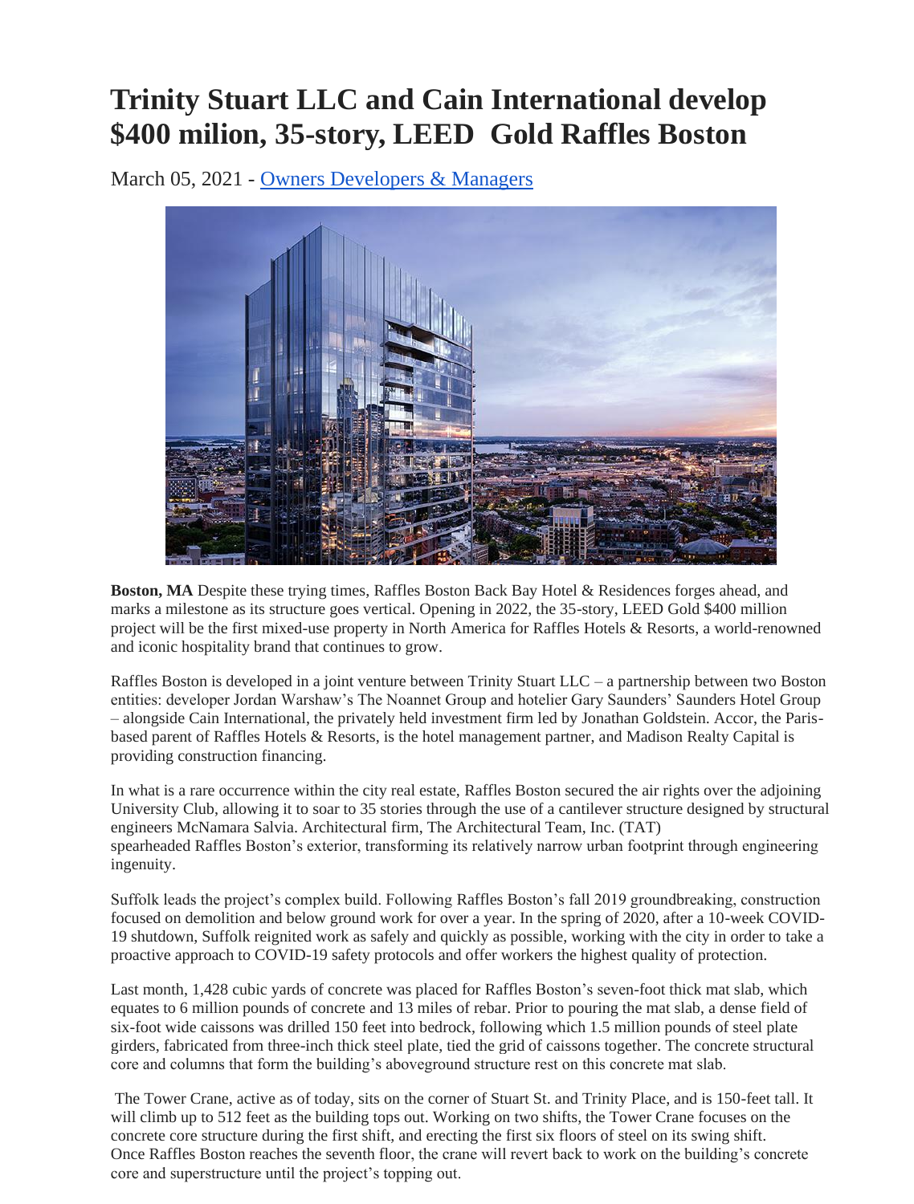# Trinity Stuart LLC and Cain International develop $400 milion, 35-story, LEED Gold Raffles Boston

March 05, 2021 - Owners Developers & Managers

**Boston, MA** Despite these trying times, Raffles Boston Back Bay Hotel & Residences forges ahead, and marks a milestone as its structure goes vertical. Opening in 2022, the 35-story, LEED Gold $400 million project will be the first mixed-use property in North America for Raffles Hotels & Resorts, a world-renowned and iconic hospitality brand that continues to grow.

Raffles Boston is developed in a joint venture between Trinity Stuart LLC – a partnership between two Boston entities: developer Jordan Warshaw's The Noannet Group and hotelier Gary Saunders' Saunders Hotel Group – alongside Cain International, the privately held investment firm led by Jonathan Goldstein. Accor, the Paris-based parent of Raffles Hotels & Resorts, is the hotel management partner, and Madison Realty Capital is providing construction financing.

In what is a rare occurrence within the city real estate, Raffles Boston secured the air rights over the adjoining University Club, allowing it to soar to 35 stories through the use of a cantilever structure designed by structural engineers McNamara Salvia. Architectural firm, The Architectural Team, Inc. (TAT) spearheaded Raffles Boston's exterior, transforming its relatively narrow urban footprint through engineering ingenuity.

Suffolk leads the project's complex build. Following Raffles Boston's fall 2019 groundbreaking, construction focused on demolition and below ground work for over a year. In the spring of 2020, after a 10-week COVID-19 shutdown, Suffolk reignited work as safely and quickly as possible, working with the city in order to take a proactive approach to COVID-19 safety protocols and offer workers the highest quality of protection.

Last month, 1,428 cubic yards of concrete was placed for Raffles Boston's seven-foot thick mat slab, which equates to 6 million pounds of concrete and 13 miles of rebar. Prior to pouring the mat slab, a dense field of six-foot wide caissons was drilled 150 feet into bedrock, following which 1.5 million pounds of steel plate girders, fabricated from three-inch thick steel plate, tied the grid of caissons together. The concrete structural core and columns that form the building's aboveground structure rest on this concrete mat slab.

The Tower Crane, active as of today, sits on the corner of Stuart St. and Trinity Place, and is 150-feet tall. It will climb up to 512 feet as the building tops out. Working on two shifts, the Tower Crane focuses on the concrete core structure during the first shift, and erecting the first six floors of steel on its swing shift. Once Raffles Boston reaches the seventh floor, the crane will revert back to work on the building's concrete core and superstructure until the project's topping out.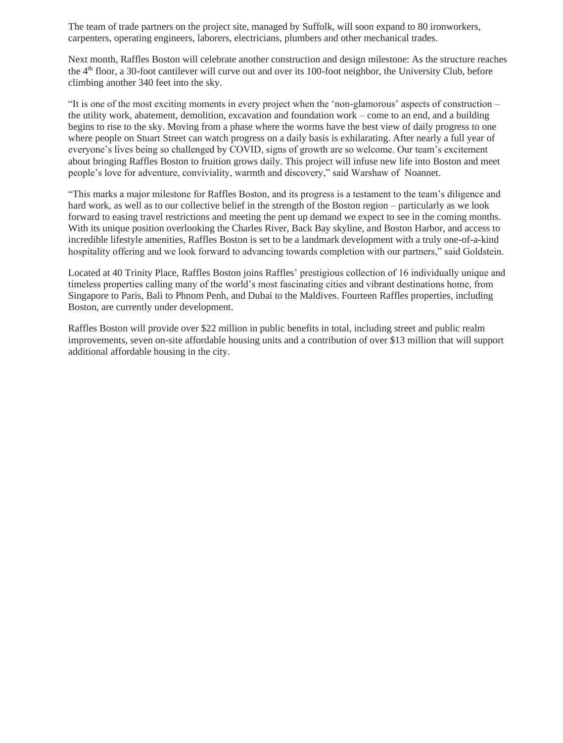The team of trade partners on the project site, managed by Suffolk, will soon expand to 80 ironworkers, carpenters, operating engineers, laborers, electricians, plumbers and other mechanical trades.

Next month, Raffles Boston will celebrate another construction and design milestone: As the structure reaches the 4th floor, a 30-foot cantilever will curve out and over its 100-foot neighbor, the University Club, before climbing another 340 feet into the sky.

"It is one of the most exciting moments in every project when the 'non-glamorous' aspects of construction – the utility work, abatement, demolition, excavation and foundation work – come to an end, and a building begins to rise to the sky. Moving from a phase where the worms have the best view of daily progress to one where people on Stuart Street can watch progress on a daily basis is exhilarating. After nearly a full year of everyone's lives being so challenged by COVID, signs of growth are so welcome. Our team's excitement about bringing Raffles Boston to fruition grows daily. This project will infuse new life into Boston and meet people's love for adventure, conviviality, warmth and discovery," said Warshaw of Noannet.

"This marks a major milestone for Raffles Boston, and its progress is a testament to the team's diligence and hard work, as well as to our collective belief in the strength of the Boston region – particularly as we look forward to easing travel restrictions and meeting the pent up demand we expect to see in the coming months. With its unique position overlooking the Charles River, Back Bay skyline, and Boston Harbor, and access to incredible lifestyle amenities, Raffles Boston is set to be a landmark development with a truly one-of-a-kind hospitality offering and we look forward to advancing towards completion with our partners," said Goldstein.

Located at 40 Trinity Place, Raffles Boston joins Raffles' prestigious collection of 16 individually unique and timeless properties calling many of the world's most fascinating cities and vibrant destinations home, from Singapore to Paris, Bali to Phnom Penh, and Dubai to the Maldives. Fourteen Raffles properties, including Boston, are currently under development.

Raffles Boston will provide over $22 million in public benefits in total, including street and public realm improvements, seven on-site affordable housing units and a contribution of over $13 million that will support additional affordable housing in the city.